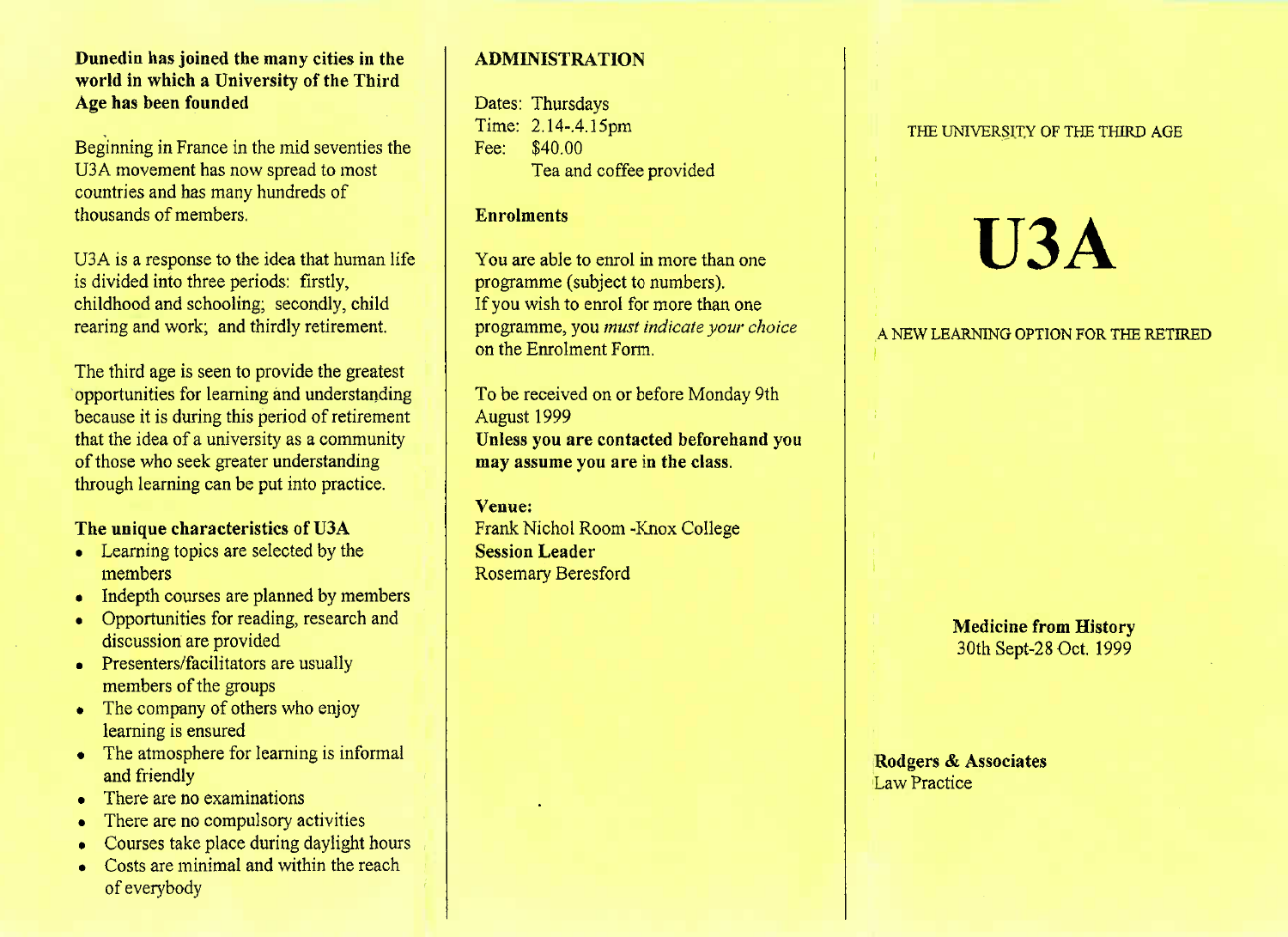**Dunedin has joined the many cities in the world in which a University of the Third Age has been founded**

Beginning in France in the mid seventies the U3A movement has now spread to most countries and has many hundreds of thousands of members.

U3A is a response to the idea that human life is divided into three periods: firstly, childhood and schooling; secondly, child rearing and work; and thirdly retirement.

The third age is seen to provide the greatest opportunities for learning and understanding because it is during this period of retirement that the idea of a university as a community of those who seek greater understanding through learning can be put into practice.

**The unique characteristics of U3A**

- Learning topics are selected by the members
- Indepth courses are planned by members
- Opportunities for reading, research and discussion are provided
- Presenters/facilitators are usually members of the groups
- The company of others who enjoy learning is ensured
- The atmosphere for learning is informal and friendly
- There are no examinations
- There are no compulsory activities
- Courses take place during daylight hours
- Costs are minimal and within the reach of everybody

## ADMINISTRATION

Dates: Thursdays
Time: 2.14-.4.15pm
Fee: $40.00
Tea and coffee provided

**Enrolments**

You are able to enrol in more than one programme (subject to numbers).
If you wish to enrol for more than one programme, you *must indicate your choice* on the Enrolment Form.

To be received on or before Monday 9th August 1999
**Unless you are contacted beforehand you may assume you are in the class.**

**Venue:**
Frank Nichol Room -Knox College
**Session Leader**
Rosemary Beresford

THE UNIVERSITY OF THE THIRD AGE

# U3A

A NEW LEARNING OPTION FOR THE RETIRED

**Medicine from History**
30th Sept-28 Oct. 1999

**Rodgers & Associates**
Law Practice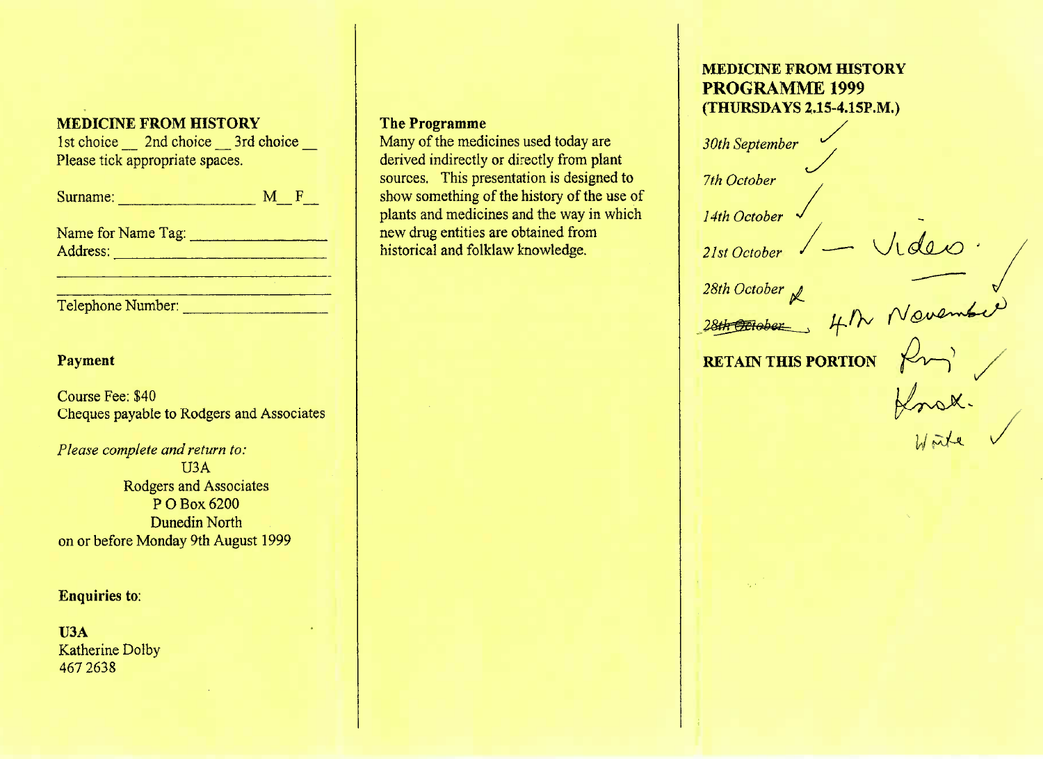## MEDICINE FROM HISTORY

1st choice __ 2nd choice __ 3rd choice __
Please tick appropriate spaces.

Surname: ________________ M__ F__

Name for Name Tag: ________________
Address: ________________________

________________________________

Telephone Number: ________________

### Payment

Course Fee: $40
Cheques payable to Rodgers and Associates

*Please complete and return to:*
U3A
Rodgers and Associates
P O Box 6200
Dunedin North
on or before Monday 9th August 1999

### Enquiries to:

**U3A**
Katherine Dolby
467 2638

### The Programme

Many of the medicines used today are derived indirectly or directly from plant sources. This presentation is designed to show something of the history of the use of plants and medicines and the way in which new drug entities are obtained from historical and folklaw knowledge.

## MEDICINE FROM HISTORY
## PROGRAMME 1999
## (THURSDAYS 2.15-4.15P.M.)

*30th September* ✓

*7th October* ✓

*14th October* ✓

*21st October* ✓ — Video. ✓

*28th October* ✗

~~*28th October*~~ , 4th November ✓

**RETAIN THIS PORTION** Ring ✓ Knox. Write ✓